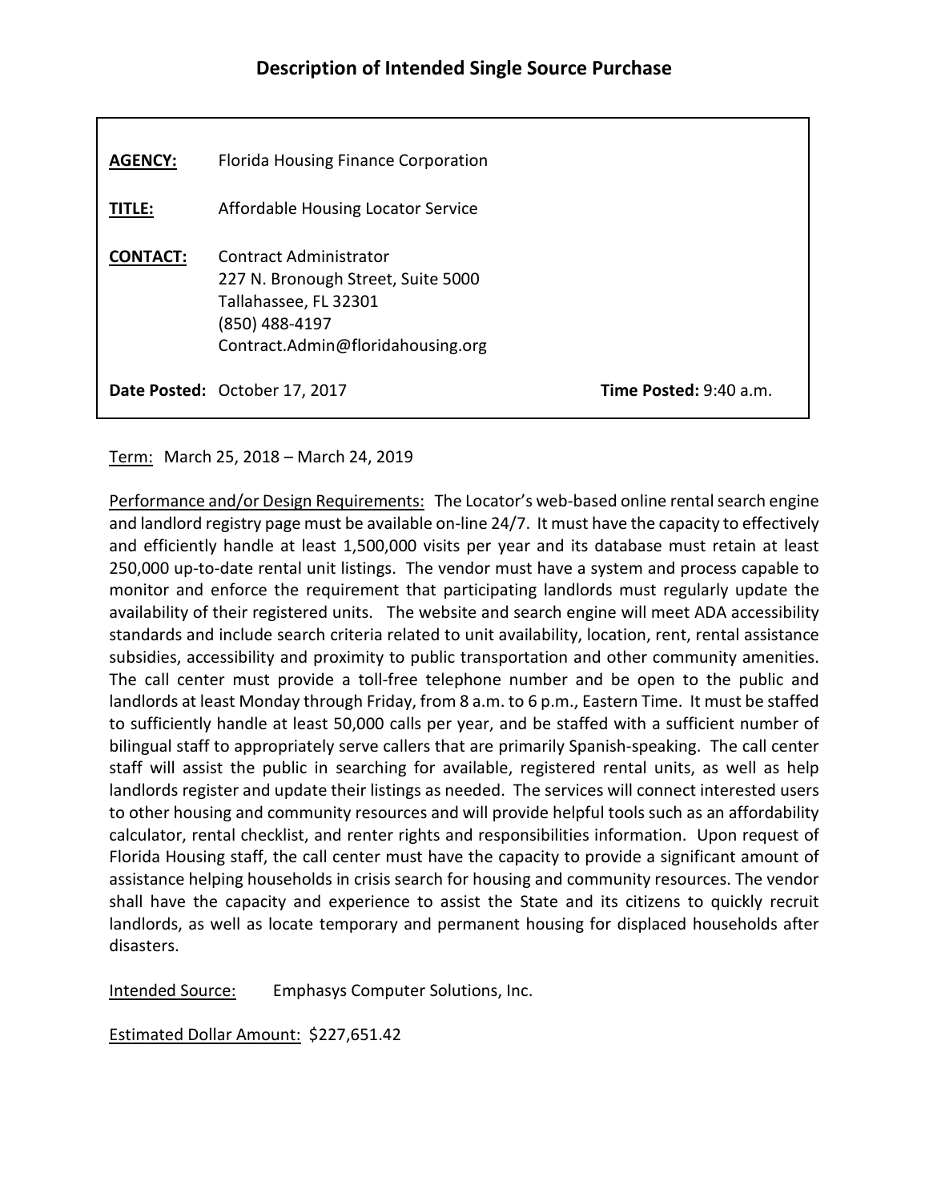# Description of Intended Single Source Purchase

**AGENCY:** Florida Housing Finance Corporation

**TITLE:** Affordable Housing Locator Service

**CONTACT:** Contract Administrator
227 N. Bronough Street, Suite 5000
Tallahassee, FL 32301
(850) 488-4197
Contract.Admin@floridahousing.org

**Date Posted:** October 17, 2017 **Time Posted:** 9:40 a.m.

Term: March 25, 2018 – March 24, 2019

Performance and/or Design Requirements: The Locator's web-based online rental search engine and landlord registry page must be available on-line 24/7. It must have the capacity to effectively and efficiently handle at least 1,500,000 visits per year and its database must retain at least 250,000 up-to-date rental unit listings. The vendor must have a system and process capable to monitor and enforce the requirement that participating landlords must regularly update the availability of their registered units. The website and search engine will meet ADA accessibility standards and include search criteria related to unit availability, location, rent, rental assistance subsidies, accessibility and proximity to public transportation and other community amenities. The call center must provide a toll-free telephone number and be open to the public and landlords at least Monday through Friday, from 8 a.m. to 6 p.m., Eastern Time. It must be staffed to sufficiently handle at least 50,000 calls per year, and be staffed with a sufficient number of bilingual staff to appropriately serve callers that are primarily Spanish-speaking. The call center staff will assist the public in searching for available, registered rental units, as well as help landlords register and update their listings as needed. The services will connect interested users to other housing and community resources and will provide helpful tools such as an affordability calculator, rental checklist, and renter rights and responsibilities information. Upon request of Florida Housing staff, the call center must have the capacity to provide a significant amount of assistance helping households in crisis search for housing and community resources. The vendor shall have the capacity and experience to assist the State and its citizens to quickly recruit landlords, as well as locate temporary and permanent housing for displaced households after disasters.

Intended Source: Emphasys Computer Solutions, Inc.

Estimated Dollar Amount: $227,651.42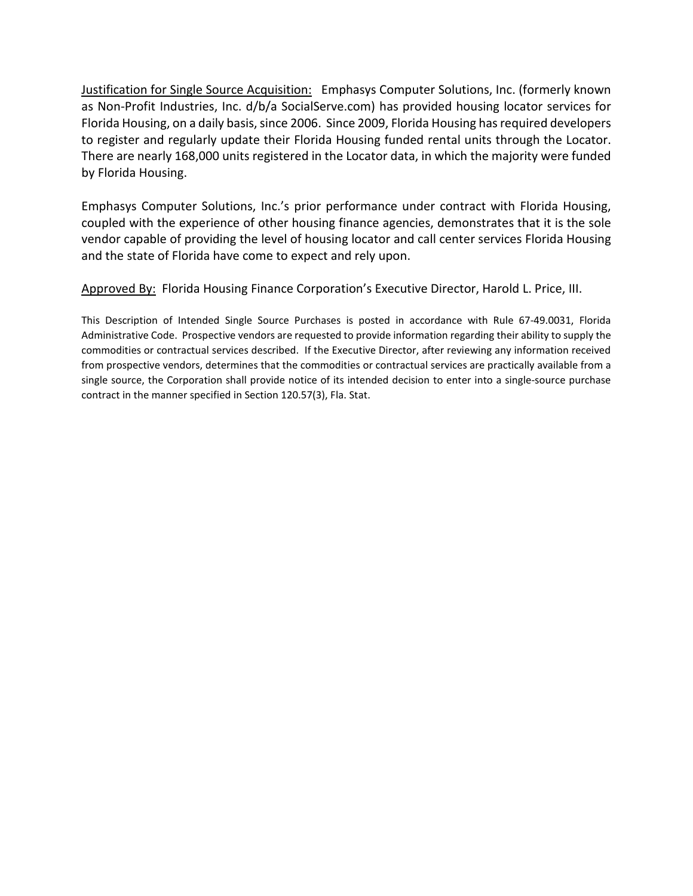<u>Justification for Single Source Acquisition:</u> Emphasys Computer Solutions, Inc. (formerly known as Non-Profit Industries, Inc. d/b/a SocialServe.com) has provided housing locator services for Florida Housing, on a daily basis, since 2006. Since 2009, Florida Housing has required developers to register and regularly update their Florida Housing funded rental units through the Locator. There are nearly 168,000 units registered in the Locator data, in which the majority were funded by Florida Housing.

Emphasys Computer Solutions, Inc.'s prior performance under contract with Florida Housing, coupled with the experience of other housing finance agencies, demonstrates that it is the sole vendor capable of providing the level of housing locator and call center services Florida Housing and the state of Florida have come to expect and rely upon.

<u>Approved By:</u> Florida Housing Finance Corporation's Executive Director, Harold L. Price, III.

This Description of Intended Single Source Purchases is posted in accordance with Rule 67-49.0031, Florida Administrative Code. Prospective vendors are requested to provide information regarding their ability to supply the commodities or contractual services described. If the Executive Director, after reviewing any information received from prospective vendors, determines that the commodities or contractual services are practically available from a single source, the Corporation shall provide notice of its intended decision to enter into a single-source purchase contract in the manner specified in Section 120.57(3), Fla. Stat.